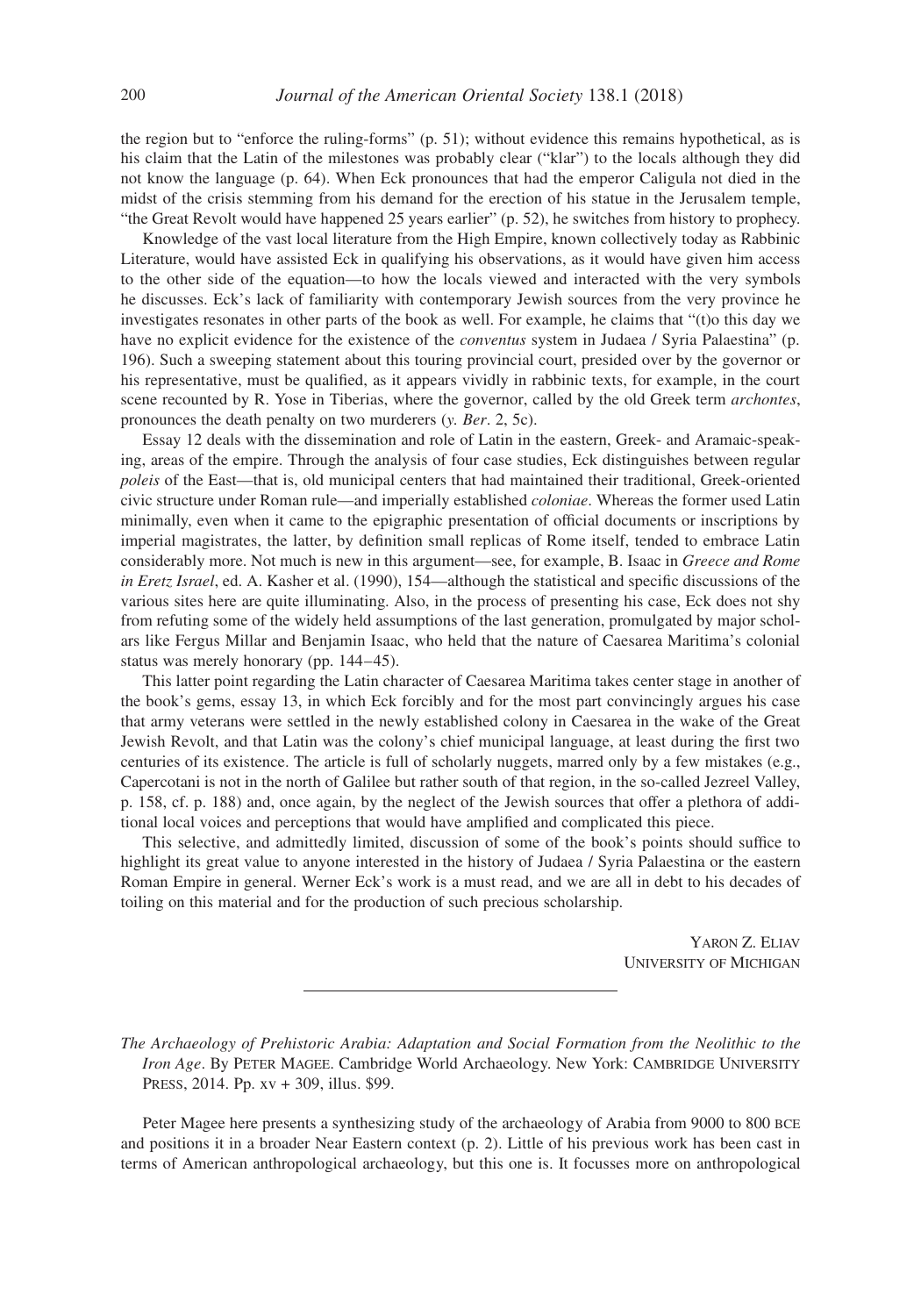the region but to "enforce the ruling-forms" (p. 51); without evidence this remains hypothetical, as is his claim that the Latin of the milestones was probably clear ("klar") to the locals although they did not know the language (p. 64). When Eck pronounces that had the emperor Caligula not died in the midst of the crisis stemming from his demand for the erection of his statue in the Jerusalem temple, "the Great Revolt would have happened 25 years earlier" (p. 52), he switches from history to prophecy.

Knowledge of the vast local literature from the High Empire, known collectively today as Rabbinic Literature, would have assisted Eck in qualifying his observations, as it would have given him access to the other side of the equation—to how the locals viewed and interacted with the very symbols he discusses. Eck's lack of familiarity with contemporary Jewish sources from the very province he investigates resonates in other parts of the book as well. For example, he claims that "(t)o this day we have no explicit evidence for the existence of the *conventus* system in Judaea / Syria Palaestina" (p. 196). Such a sweeping statement about this touring provincial court, presided over by the governor or his representative, must be qualified, as it appears vividly in rabbinic texts, for example, in the court scene recounted by R. Yose in Tiberias, where the governor, called by the old Greek term *archontes*, pronounces the death penalty on two murderers (*y. Ber*. 2, 5c).

Essay 12 deals with the dissemination and role of Latin in the eastern, Greek- and Aramaic-speaking, areas of the empire. Through the analysis of four case studies, Eck distinguishes between regular *poleis* of the East—that is, old municipal centers that had maintained their traditional, Greek-oriented civic structure under Roman rule—and imperially established *coloniae*. Whereas the former used Latin minimally, even when it came to the epigraphic presentation of official documents or inscriptions by imperial magistrates, the latter, by definition small replicas of Rome itself, tended to embrace Latin considerably more. Not much is new in this argument—see, for example, B. Isaac in *Greece and Rome in Eretz Israel*, ed. A. Kasher et al. (1990), 154—although the statistical and specific discussions of the various sites here are quite illuminating. Also, in the process of presenting his case, Eck does not shy from refuting some of the widely held assumptions of the last generation, promulgated by major scholars like Fergus Millar and Benjamin Isaac, who held that the nature of Caesarea Maritima's colonial status was merely honorary (pp. 144–45).

This latter point regarding the Latin character of Caesarea Maritima takes center stage in another of the book's gems, essay 13, in which Eck forcibly and for the most part convincingly argues his case that army veterans were settled in the newly established colony in Caesarea in the wake of the Great Jewish Revolt, and that Latin was the colony's chief municipal language, at least during the first two centuries of its existence. The article is full of scholarly nuggets, marred only by a few mistakes (e.g., Capercotani is not in the north of Galilee but rather south of that region, in the so-called Jezreel Valley, p. 158, cf. p. 188) and, once again, by the neglect of the Jewish sources that offer a plethora of additional local voices and perceptions that would have amplified and complicated this piece.

This selective, and admittedly limited, discussion of some of the book's points should suffice to highlight its great value to anyone interested in the history of Judaea / Syria Palaestina or the eastern Roman Empire in general. Werner Eck's work is a must read, and we are all in debt to his decades of toiling on this material and for the production of such precious scholarship.

Yaron Z. Eliav
University of Michigan

---

*The Archaeology of Prehistoric Arabia: Adaptation and Social Formation from the Neolithic to the Iron Age*. By Peter Magee. Cambridge World Archaeology. New York: Cambridge University Press, 2014. Pp. xv + 309, illus. $99.

Peter Magee here presents a synthesizing study of the archaeology of Arabia from 9000 to 800 bce and positions it in a broader Near Eastern context (p. 2). Little of his previous work has been cast in terms of American anthropological archaeology, but this one is. It focusses more on anthropological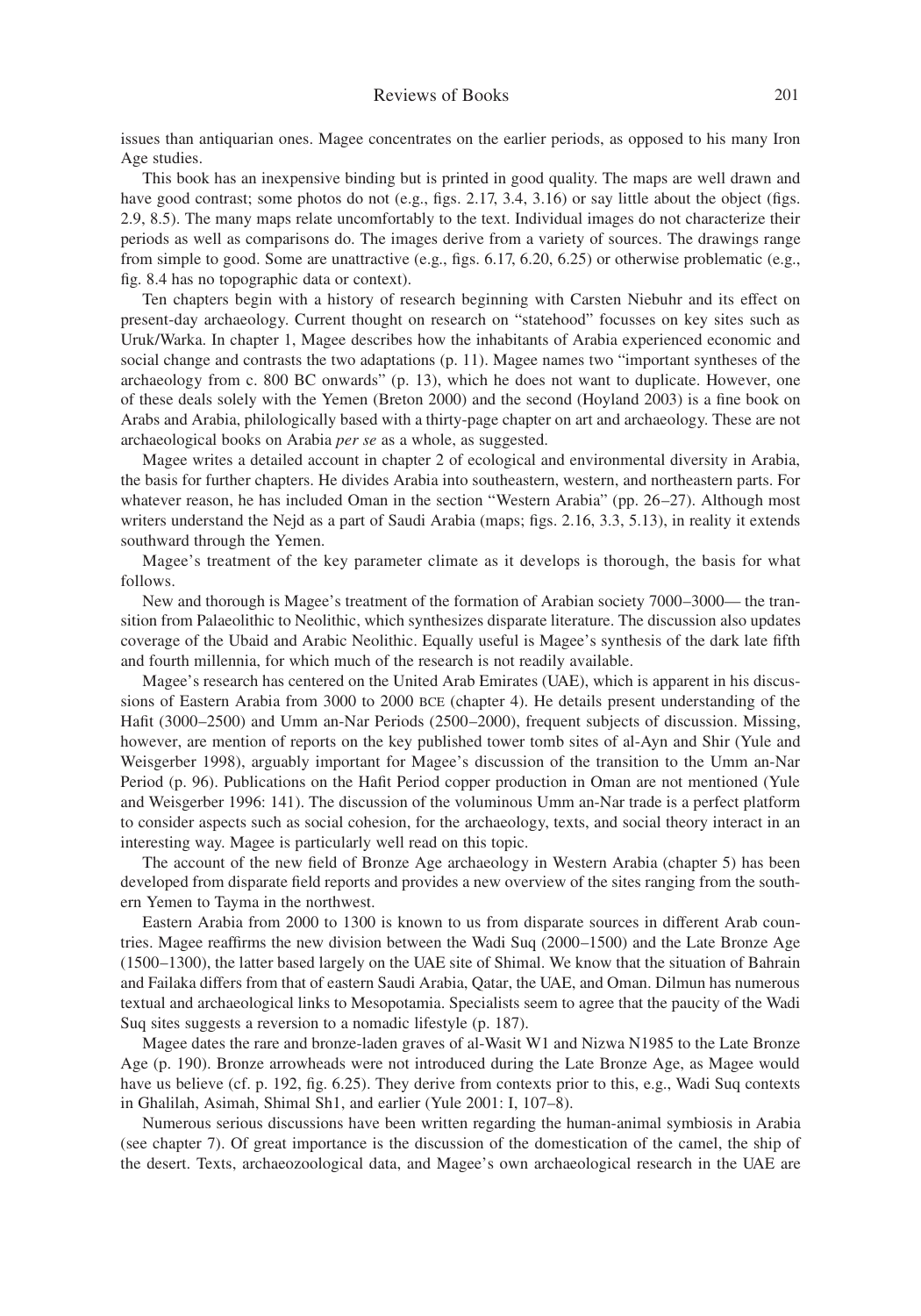issues than antiquarian ones. Magee concentrates on the earlier periods, as opposed to his many Iron Age studies.

This book has an inexpensive binding but is printed in good quality. The maps are well drawn and have good contrast; some photos do not (e.g., figs. 2.17, 3.4, 3.16) or say little about the object (figs. 2.9, 8.5). The many maps relate uncomfortably to the text. Individual images do not characterize their periods as well as comparisons do. The images derive from a variety of sources. The drawings range from simple to good. Some are unattractive (e.g., figs. 6.17, 6.20, 6.25) or otherwise problematic (e.g., fig. 8.4 has no topographic data or context).

Ten chapters begin with a history of research beginning with Carsten Niebuhr and its effect on present-day archaeology. Current thought on research on "statehood" focusses on key sites such as Uruk/Warka. In chapter 1, Magee describes how the inhabitants of Arabia experienced economic and social change and contrasts the two adaptations (p. 11). Magee names two "important syntheses of the archaeology from c. 800 BC onwards" (p. 13), which he does not want to duplicate. However, one of these deals solely with the Yemen (Breton 2000) and the second (Hoyland 2003) is a fine book on Arabs and Arabia, philologically based with a thirty-page chapter on art and archaeology. These are not archaeological books on Arabia *per se* as a whole, as suggested.

Magee writes a detailed account in chapter 2 of ecological and environmental diversity in Arabia, the basis for further chapters. He divides Arabia into southeastern, western, and northeastern parts. For whatever reason, he has included Oman in the section "Western Arabia" (pp. 26–27). Although most writers understand the Nejd as a part of Saudi Arabia (maps; figs. 2.16, 3.3, 5.13), in reality it extends southward through the Yemen.

Magee's treatment of the key parameter climate as it develops is thorough, the basis for what follows.

New and thorough is Magee's treatment of the formation of Arabian society 7000–3000— the transition from Palaeolithic to Neolithic, which synthesizes disparate literature. The discussion also updates coverage of the Ubaid and Arabic Neolithic. Equally useful is Magee's synthesis of the dark late fifth and fourth millennia, for which much of the research is not readily available.

Magee's research has centered on the United Arab Emirates (UAE), which is apparent in his discussions of Eastern Arabia from 3000 to 2000 BCE (chapter 4). He details present understanding of the Hafit (3000–2500) and Umm an-Nar Periods (2500–2000), frequent subjects of discussion. Missing, however, are mention of reports on the key published tower tomb sites of al-Ayn and Shir (Yule and Weisgerber 1998), arguably important for Magee's discussion of the transition to the Umm an-Nar Period (p. 96). Publications on the Hafit Period copper production in Oman are not mentioned (Yule and Weisgerber 1996: 141). The discussion of the voluminous Umm an-Nar trade is a perfect platform to consider aspects such as social cohesion, for the archaeology, texts, and social theory interact in an interesting way. Magee is particularly well read on this topic.

The account of the new field of Bronze Age archaeology in Western Arabia (chapter 5) has been developed from disparate field reports and provides a new overview of the sites ranging from the southern Yemen to Tayma in the northwest.

Eastern Arabia from 2000 to 1300 is known to us from disparate sources in different Arab countries. Magee reaffirms the new division between the Wadi Suq (2000–1500) and the Late Bronze Age (1500–1300), the latter based largely on the UAE site of Shimal. We know that the situation of Bahrain and Failaka differs from that of eastern Saudi Arabia, Qatar, the UAE, and Oman. Dilmun has numerous textual and archaeological links to Mesopotamia. Specialists seem to agree that the paucity of the Wadi Suq sites suggests a reversion to a nomadic lifestyle (p. 187).

Magee dates the rare and bronze-laden graves of al-Wasit W1 and Nizwa N1985 to the Late Bronze Age (p. 190). Bronze arrowheads were not introduced during the Late Bronze Age, as Magee would have us believe (cf. p. 192, fig. 6.25). They derive from contexts prior to this, e.g., Wadi Suq contexts in Ghalilah, Asimah, Shimal Sh1, and earlier (Yule 2001: I, 107–8).

Numerous serious discussions have been written regarding the human-animal symbiosis in Arabia (see chapter 7). Of great importance is the discussion of the domestication of the camel, the ship of the desert. Texts, archaeozoological data, and Magee's own archaeological research in the UAE are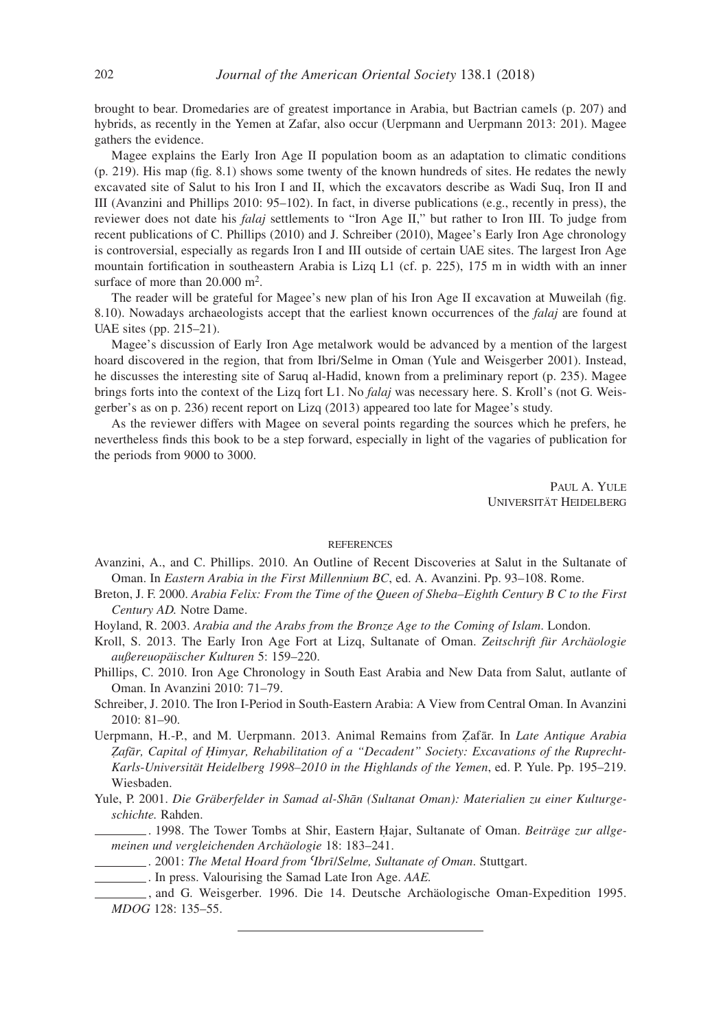brought to bear. Dromedaries are of greatest importance in Arabia, but Bactrian camels (p. 207) and hybrids, as recently in the Yemen at Zafar, also occur (Uerpmann and Uerpmann 2013: 201). Magee gathers the evidence.

Magee explains the Early Iron Age II population boom as an adaptation to climatic conditions (p. 219). His map (fig. 8.1) shows some twenty of the known hundreds of sites. He redates the newly excavated site of Salut to his Iron I and II, which the excavators describe as Wadi Suq, Iron II and III (Avanzini and Phillips 2010: 95–102). In fact, in diverse publications (e.g., recently in press), the reviewer does not date his *falaj* settlements to "Iron Age II," but rather to Iron III. To judge from recent publications of C. Phillips (2010) and J. Schreiber (2010), Magee's Early Iron Age chronology is controversial, especially as regards Iron I and III outside of certain UAE sites. The largest Iron Age mountain fortification in southeastern Arabia is Lizq L1 (cf. p. 225), 175 m in width with an inner surface of more than 20.000 m$^2$.

The reader will be grateful for Magee's new plan of his Iron Age II excavation at Muweilah (fig. 8.10). Nowadays archaeologists accept that the earliest known occurrences of the *falaj* are found at UAE sites (pp. 215–21).

Magee's discussion of Early Iron Age metalwork would be advanced by a mention of the largest hoard discovered in the region, that from Ibri/Selme in Oman (Yule and Weisgerber 2001). Instead, he discusses the interesting site of Saruq al-Hadid, known from a preliminary report (p. 235). Magee brings forts into the context of the Lizq fort L1. No *falaj* was necessary here. S. Kroll's (not G. Weisgerber's as on p. 236) recent report on Lizq (2013) appeared too late for Magee's study.

As the reviewer differs with Magee on several points regarding the sources which he prefers, he nevertheless finds this book to be a step forward, especially in light of the vagaries of publication for the periods from 9000 to 3000.

Paul A. Yule
Universität Heidelberg

## REFERENCES

Avanzini, A., and C. Phillips. 2010. An Outline of Recent Discoveries at Salut in the Sultanate of Oman. In *Eastern Arabia in the First Millennium BC*, ed. A. Avanzini. Pp. 93–108. Rome.

Breton, J. F. 2000. *Arabia Felix: From the Time of the Queen of Sheba–Eighth Century B C to the First Century AD.* Notre Dame.

Hoyland, R. 2003. *Arabia and the Arabs from the Bronze Age to the Coming of Islam*. London.

Kroll, S. 2013. The Early Iron Age Fort at Lizq, Sultanate of Oman. *Zeitschrift für Archäologie außereuopäischer Kulturen* 5: 159–220.

Phillips, C. 2010. Iron Age Chronology in South East Arabia and New Data from Salut, autlante of Oman. In Avanzini 2010: 71–79.

Schreiber, J. 2010. The Iron I-Period in South-Eastern Arabia: A View from Central Oman. In Avanzini 2010: 81–90.

Uerpmann, H.-P., and M. Uerpmann. 2013. Animal Remains from Ẓafār. In *Late Antique Arabia Ẓafār, Capital of Ḥimyar, Rehabilitation of a "Decadent" Society: Excavations of the Ruprecht-Karls-Universität Heidelberg 1998–2010 in the Highlands of the Yemen*, ed. P. Yule. Pp. 195–219. Wiesbaden.

Yule, P. 2001. *Die Gräberfelder in Samad al-Shān (Sultanat Oman): Materialien zu einer Kulturgeschichte.* Rahden.

________. 1998. The Tower Tombs at Shir, Eastern Ḥajar, Sultanate of Oman. *Beiträge zur allgemeinen und vergleichenden Archäologie* 18: 183–241.

________. 2001: *The Metal Hoard from ʿIbrī/Selme, Sultanate of Oman*. Stuttgart.

________. In press. Valourising the Samad Late Iron Age. *AAE.*

________, and G. Weisgerber. 1996. Die 14. Deutsche Archäologische Oman-Expedition 1995. *MDOG* 128: 135–55.